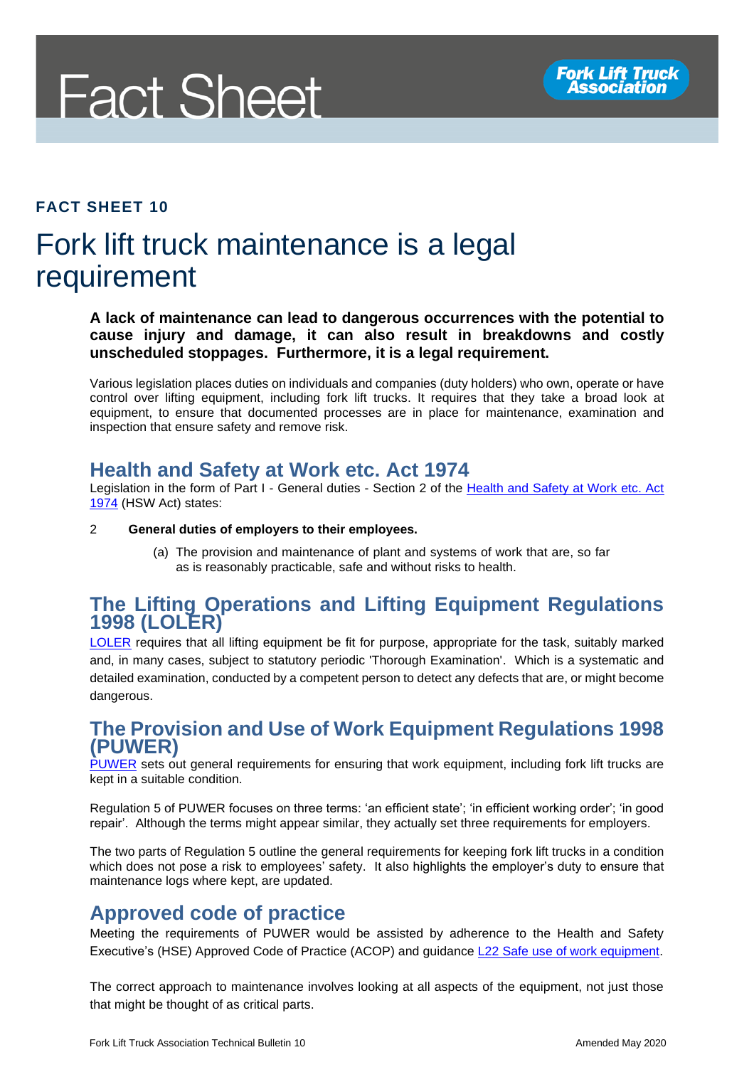# Fact Sheet

**FACT SHEET 10**

# Fork lift truck maintenance is a legal requirement

**A lack of maintenance can lead to dangerous occurrences with the potential to cause injury and damage, it can also result in breakdowns and costly unscheduled stoppages. Furthermore, it is a legal requirement.**

Various legislation places duties on individuals and companies (duty holders) who own, operate or have control over lifting equipment, including fork lift trucks. It requires that they take a broad look at equipment, to ensure that documented processes are in place for maintenance, examination and inspection that ensure safety and remove risk.

## Health and Safety at Work etc. Act 1974

Legislation in the form of Part I - General duties - Section 2 of the Health and Safety at Work etc. Act 1974 (HSW Act) states:

2 **General duties of employers to their employees.**

(a) The provision and maintenance of plant and systems of work that are, so far as is reasonably practicable, safe and without risks to health.

## The Lifting Operations and Lifting Equipment Regulations 1998 (LOLER)

LOLER requires that all lifting equipment be fit for purpose, appropriate for the task, suitably marked and, in many cases, subject to statutory periodic 'Thorough Examination'. Which is a systematic and detailed examination, conducted by a competent person to detect any defects that are, or might become dangerous.

## The Provision and Use of Work Equipment Regulations 1998 (PUWER)

PUWER sets out general requirements for ensuring that work equipment, including fork lift trucks are kept in a suitable condition.

Regulation 5 of PUWER focuses on three terms: 'an efficient state'; 'in efficient working order'; 'in good repair'. Although the terms might appear similar, they actually set three requirements for employers.

The two parts of Regulation 5 outline the general requirements for keeping fork lift trucks in a condition which does not pose a risk to employees' safety. It also highlights the employer's duty to ensure that maintenance logs where kept, are updated.

## Approved code of practice

Meeting the requirements of PUWER would be assisted by adherence to the Health and Safety Executive's (HSE) Approved Code of Practice (ACOP) and guidance L22 Safe use of work equipment.

The correct approach to maintenance involves looking at all aspects of the equipment, not just those that might be thought of as critical parts.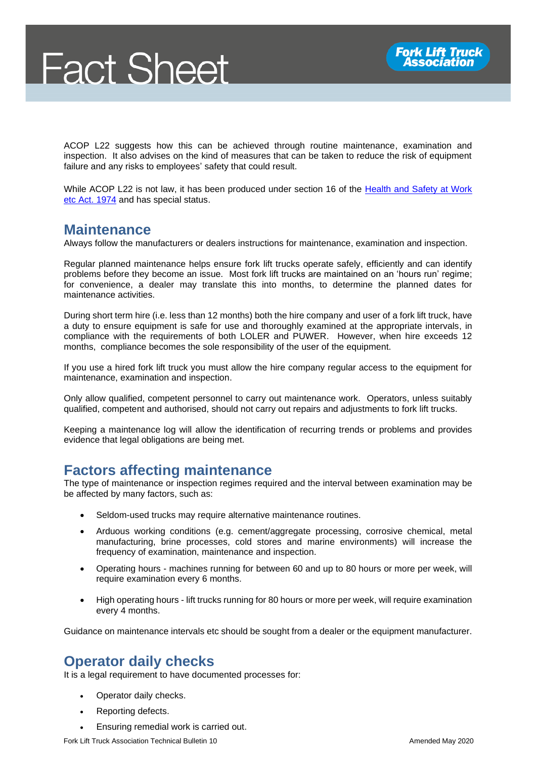ACOP L22 suggests how this can be achieved through routine maintenance, examination and inspection. It also advises on the kind of measures that can be taken to reduce the risk of equipment failure and any risks to employees' safety that could result.

While ACOP L22 is not law, it has been produced under section 16 of the Health and Safety at Work etc Act. 1974 and has special status.

## Maintenance

Always follow the manufacturers or dealers instructions for maintenance, examination and inspection.

Regular planned maintenance helps ensure fork lift trucks operate safely, efficiently and can identify problems before they become an issue. Most fork lift trucks are maintained on an 'hours run' regime; for convenience, a dealer may translate this into months, to determine the planned dates for maintenance activities.

During short term hire (i.e. less than 12 months) both the hire company and user of a fork lift truck, have a duty to ensure equipment is safe for use and thoroughly examined at the appropriate intervals, in compliance with the requirements of both LOLER and PUWER. However, when hire exceeds 12 months, compliance becomes the sole responsibility of the user of the equipment.

If you use a hired fork lift truck you must allow the hire company regular access to the equipment for maintenance, examination and inspection.

Only allow qualified, competent personnel to carry out maintenance work. Operators, unless suitably qualified, competent and authorised, should not carry out repairs and adjustments to fork lift trucks.

Keeping a maintenance log will allow the identification of recurring trends or problems and provides evidence that legal obligations are being met.

## Factors affecting maintenance

The type of maintenance or inspection regimes required and the interval between examination may be be affected by many factors, such as:

- Seldom-used trucks may require alternative maintenance routines.
- Arduous working conditions (e.g. cement/aggregate processing, corrosive chemical, metal manufacturing, brine processes, cold stores and marine environments) will increase the frequency of examination, maintenance and inspection.
- Operating hours - machines running for between 60 and up to 80 hours or more per week, will require examination every 6 months.
- High operating hours - lift trucks running for 80 hours or more per week, will require examination every 4 months.

Guidance on maintenance intervals etc should be sought from a dealer or the equipment manufacturer.

## Operator daily checks

It is a legal requirement to have documented processes for:

- Operator daily checks.
- Reporting defects.
- Ensuring remedial work is carried out.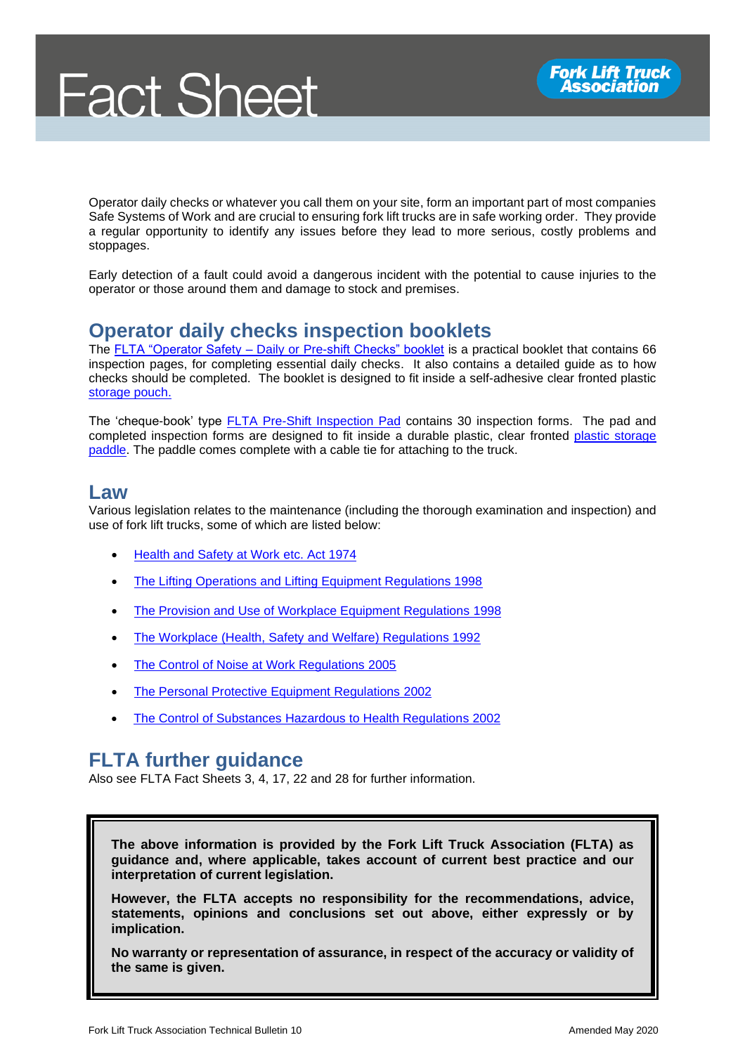Operator daily checks or whatever you call them on your site, form an important part of most companies Safe Systems of Work and are crucial to ensuring fork lift trucks are in safe working order. They provide a regular opportunity to identify any issues before they lead to more serious, costly problems and stoppages.

Early detection of a fault could avoid a dangerous incident with the potential to cause injuries to the operator or those around them and damage to stock and premises.

## Operator daily checks inspection booklets

The FLTA "Operator Safety – Daily or Pre-shift Checks" booklet is a practical booklet that contains 66 inspection pages, for completing essential daily checks. It also contains a detailed guide as to how checks should be completed. The booklet is designed to fit inside a self-adhesive clear fronted plastic storage pouch.

The 'cheque-book' type FLTA Pre-Shift Inspection Pad contains 30 inspection forms. The pad and completed inspection forms are designed to fit inside a durable plastic, clear fronted plastic storage paddle. The paddle comes complete with a cable tie for attaching to the truck.

## Law

Various legislation relates to the maintenance (including the thorough examination and inspection) and use of fork lift trucks, some of which are listed below:

- Health and Safety at Work etc. Act 1974
- The Lifting Operations and Lifting Equipment Regulations 1998
- The Provision and Use of Workplace Equipment Regulations 1998
- The Workplace (Health, Safety and Welfare) Regulations 1992
- The Control of Noise at Work Regulations 2005
- The Personal Protective Equipment Regulations 2002
- The Control of Substances Hazardous to Health Regulations 2002

## FLTA further guidance

Also see FLTA Fact Sheets 3, 4, 17, 22 and 28 for further information.

**The above information is provided by the Fork Lift Truck Association (FLTA) as guidance and, where applicable, takes account of current best practice and our interpretation of current legislation.**

**However, the FLTA accepts no responsibility for the recommendations, advice, statements, opinions and conclusions set out above, either expressly or by implication.**

**No warranty or representation of assurance, in respect of the accuracy or validity of the same is given.**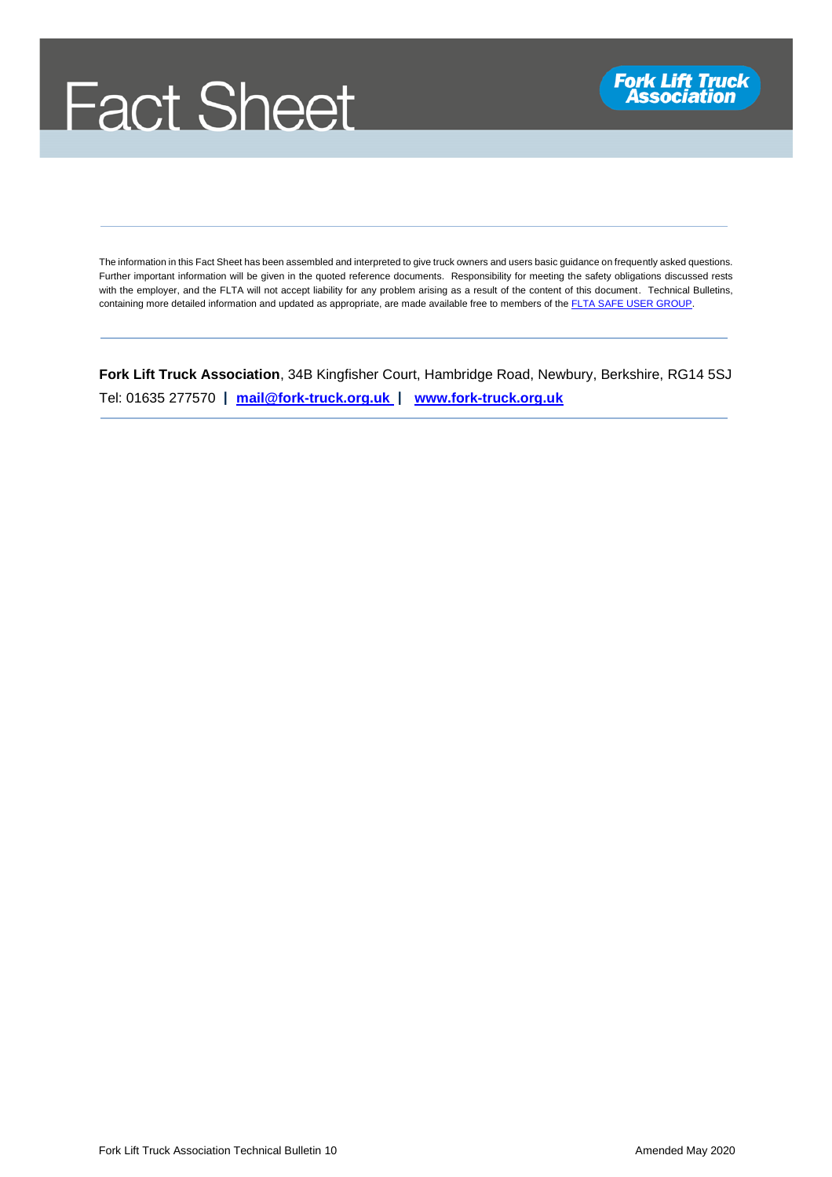# Fact Sheet

**Fork Lift Truck Association**

The information in this Fact Sheet has been assembled and interpreted to give truck owners and users basic guidance on frequently asked questions. Further important information will be given in the quoted reference documents. Responsibility for meeting the safety obligations discussed rests with the employer, and the FLTA will not accept liability for any problem arising as a result of the content of this document. Technical Bulletins, containing more detailed information and updated as appropriate, are made available free to members of the FLTA SAFE USER GROUP.

---

**Fork Lift Truck Association**, 34B Kingfisher Court, Hambridge Road, Newbury, Berkshire, RG14 5SJ
Tel: 01635 277570 **|** **mail@fork-truck.org.uk** **|** **www.fork-truck.org.uk**

Fork Lift Truck Association Technical Bulletin 10

Amended May 2020